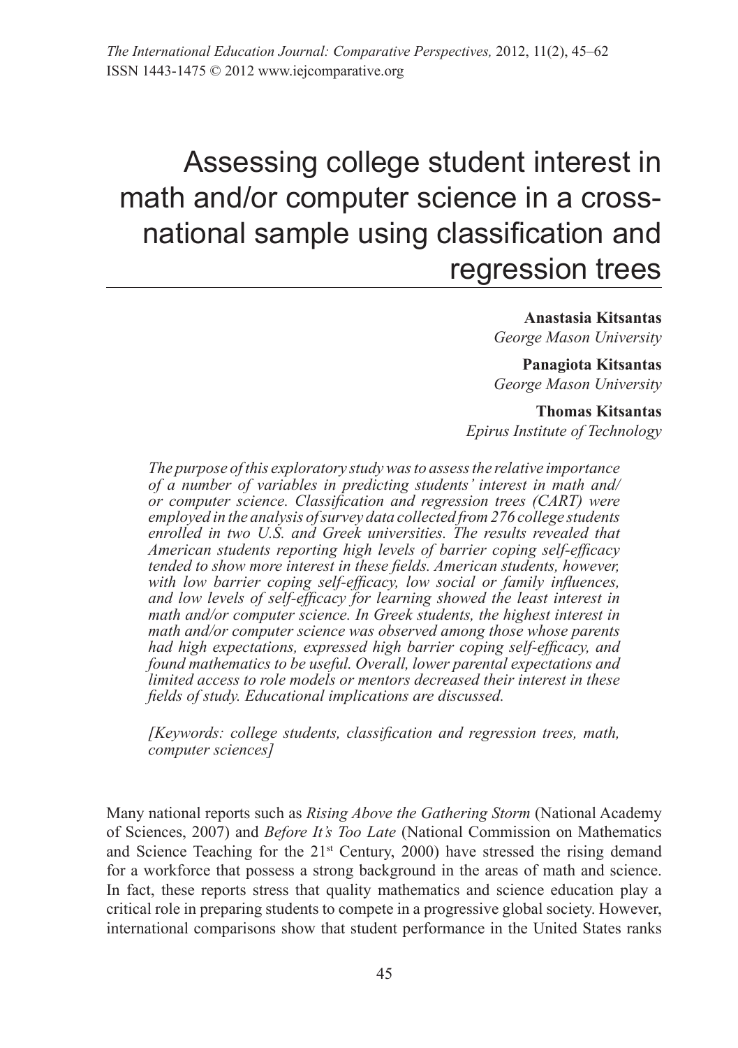# Assessing college student interest in math and/or computer science in a cross-national sample using classification and regression trees

**Anastasia Kitsantas**
*George Mason University*

**Panagiota Kitsantas**
*George Mason University*

**Thomas Kitsantas**
*Epirus Institute of Technology*

*The purpose of this exploratory study was to assess the relative importance of a number of variables in predicting students' interest in math and/or computer science. Classification and regression trees (CART) were employed in the analysis of survey data collected from 276 college students enrolled in two U.S. and Greek universities. The results revealed that American students reporting high levels of barrier coping self-efficacy tended to show more interest in these fields. American students, however, with low barrier coping self-efficacy, low social or family influences, and low levels of self-efficacy for learning showed the least interest in math and/or computer science. In Greek students, the highest interest in math and/or computer science was observed among those whose parents had high expectations, expressed high barrier coping self-efficacy, and found mathematics to be useful. Overall, lower parental expectations and limited access to role models or mentors decreased their interest in these fields of study. Educational implications are discussed.*

*[Keywords: college students, classification and regression trees, math, computer sciences]*

Many national reports such as *Rising Above the Gathering Storm* (National Academy of Sciences, 2007) and *Before It's Too Late* (National Commission on Mathematics and Science Teaching for the 21st Century, 2000) have stressed the rising demand for a workforce that possess a strong background in the areas of math and science. In fact, these reports stress that quality mathematics and science education play a critical role in preparing students to compete in a progressive global society. However, international comparisons show that student performance in the United States ranks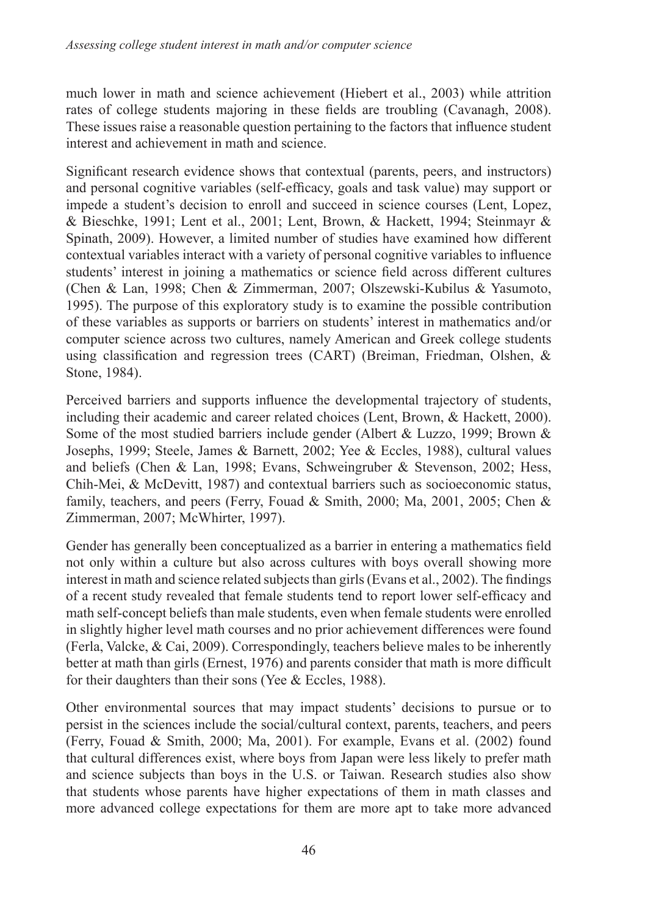much lower in math and science achievement (Hiebert et al., 2003) while attrition rates of college students majoring in these fields are troubling (Cavanagh, 2008). These issues raise a reasonable question pertaining to the factors that influence student interest and achievement in math and science.

Significant research evidence shows that contextual (parents, peers, and instructors) and personal cognitive variables (self-efficacy, goals and task value) may support or impede a student's decision to enroll and succeed in science courses (Lent, Lopez, & Bieschke, 1991; Lent et al., 2001; Lent, Brown, & Hackett, 1994; Steinmayr & Spinath, 2009). However, a limited number of studies have examined how different contextual variables interact with a variety of personal cognitive variables to influence students' interest in joining a mathematics or science field across different cultures (Chen & Lan, 1998; Chen & Zimmerman, 2007; Olszewski-Kubilus & Yasumoto, 1995). The purpose of this exploratory study is to examine the possible contribution of these variables as supports or barriers on students' interest in mathematics and/or computer science across two cultures, namely American and Greek college students using classification and regression trees (CART) (Breiman, Friedman, Olshen, & Stone, 1984).

Perceived barriers and supports influence the developmental trajectory of students, including their academic and career related choices (Lent, Brown, & Hackett, 2000). Some of the most studied barriers include gender (Albert & Luzzo, 1999; Brown & Josephs, 1999; Steele, James & Barnett, 2002; Yee & Eccles, 1988), cultural values and beliefs (Chen & Lan, 1998; Evans, Schweingruber & Stevenson, 2002; Hess, Chih-Mei, & McDevitt, 1987) and contextual barriers such as socioeconomic status, family, teachers, and peers (Ferry, Fouad & Smith, 2000; Ma, 2001, 2005; Chen & Zimmerman, 2007; McWhirter, 1997).

Gender has generally been conceptualized as a barrier in entering a mathematics field not only within a culture but also across cultures with boys overall showing more interest in math and science related subjects than girls (Evans et al., 2002). The findings of a recent study revealed that female students tend to report lower self-efficacy and math self-concept beliefs than male students, even when female students were enrolled in slightly higher level math courses and no prior achievement differences were found (Ferla, Valcke, & Cai, 2009). Correspondingly, teachers believe males to be inherently better at math than girls (Ernest, 1976) and parents consider that math is more difficult for their daughters than their sons (Yee & Eccles, 1988).

Other environmental sources that may impact students' decisions to pursue or to persist in the sciences include the social/cultural context, parents, teachers, and peers (Ferry, Fouad & Smith, 2000; Ma, 2001). For example, Evans et al. (2002) found that cultural differences exist, where boys from Japan were less likely to prefer math and science subjects than boys in the U.S. or Taiwan. Research studies also show that students whose parents have higher expectations of them in math classes and more advanced college expectations for them are more apt to take more advanced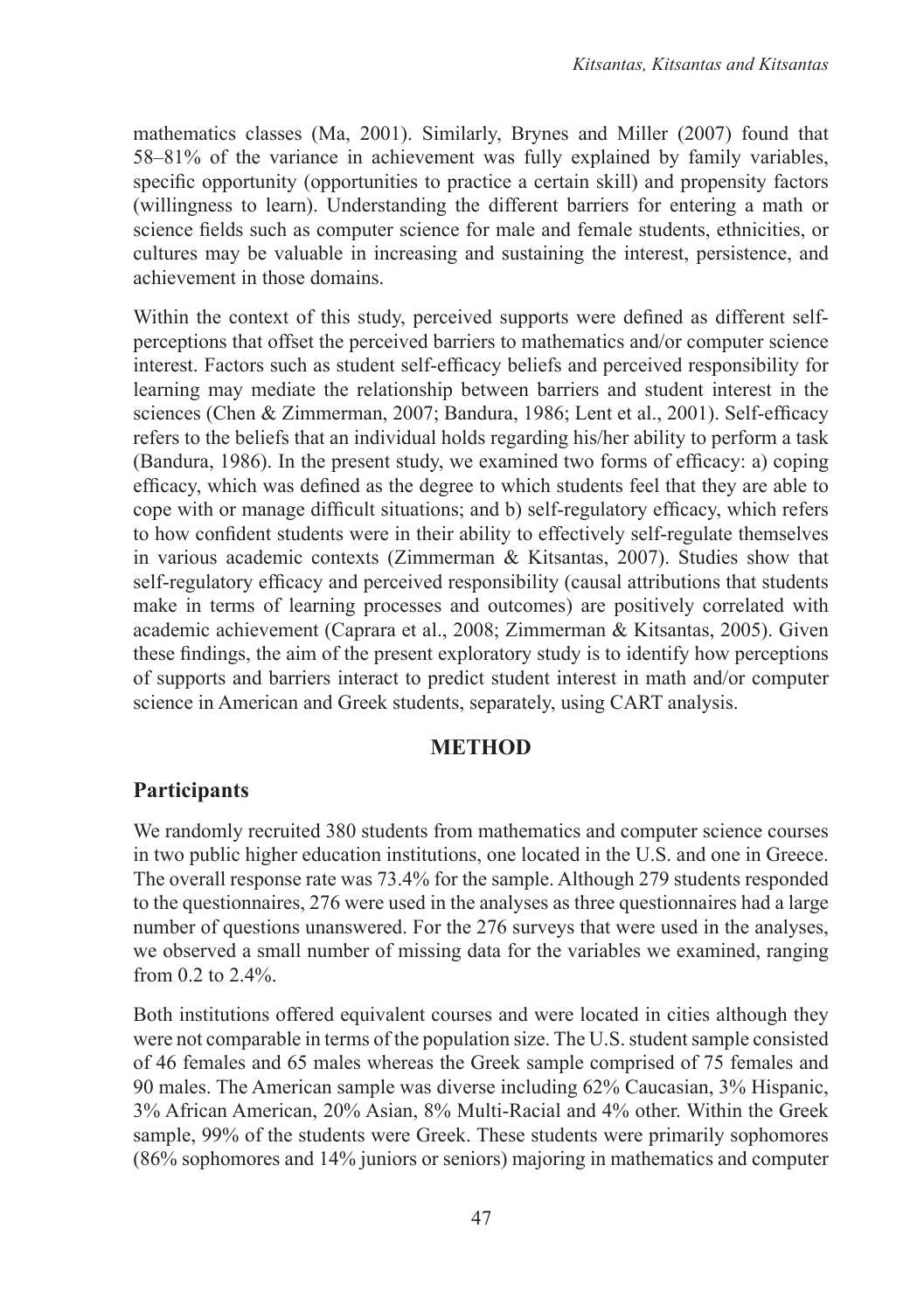mathematics classes (Ma, 2001). Similarly, Brynes and Miller (2007) found that 58–81% of the variance in achievement was fully explained by family variables, specific opportunity (opportunities to practice a certain skill) and propensity factors (willingness to learn). Understanding the different barriers for entering a math or science fields such as computer science for male and female students, ethnicities, or cultures may be valuable in increasing and sustaining the interest, persistence, and achievement in those domains.

Within the context of this study, perceived supports were defined as different self-perceptions that offset the perceived barriers to mathematics and/or computer science interest. Factors such as student self-efficacy beliefs and perceived responsibility for learning may mediate the relationship between barriers and student interest in the sciences (Chen & Zimmerman, 2007; Bandura, 1986; Lent et al., 2001). Self-efficacy refers to the beliefs that an individual holds regarding his/her ability to perform a task (Bandura, 1986). In the present study, we examined two forms of efficacy: a) coping efficacy, which was defined as the degree to which students feel that they are able to cope with or manage difficult situations; and b) self-regulatory efficacy, which refers to how confident students were in their ability to effectively self-regulate themselves in various academic contexts (Zimmerman & Kitsantas, 2007). Studies show that self-regulatory efficacy and perceived responsibility (causal attributions that students make in terms of learning processes and outcomes) are positively correlated with academic achievement (Caprara et al., 2008; Zimmerman & Kitsantas, 2005). Given these findings, the aim of the present exploratory study is to identify how perceptions of supports and barriers interact to predict student interest in math and/or computer science in American and Greek students, separately, using CART analysis.

## METHOD

### Participants

We randomly recruited 380 students from mathematics and computer science courses in two public higher education institutions, one located in the U.S. and one in Greece. The overall response rate was 73.4% for the sample. Although 279 students responded to the questionnaires, 276 were used in the analyses as three questionnaires had a large number of questions unanswered. For the 276 surveys that were used in the analyses, we observed a small number of missing data for the variables we examined, ranging from 0.2 to 2.4%.

Both institutions offered equivalent courses and were located in cities although they were not comparable in terms of the population size. The U.S. student sample consisted of 46 females and 65 males whereas the Greek sample comprised of 75 females and 90 males. The American sample was diverse including 62% Caucasian, 3% Hispanic, 3% African American, 20% Asian, 8% Multi-Racial and 4% other. Within the Greek sample, 99% of the students were Greek. These students were primarily sophomores (86% sophomores and 14% juniors or seniors) majoring in mathematics and computer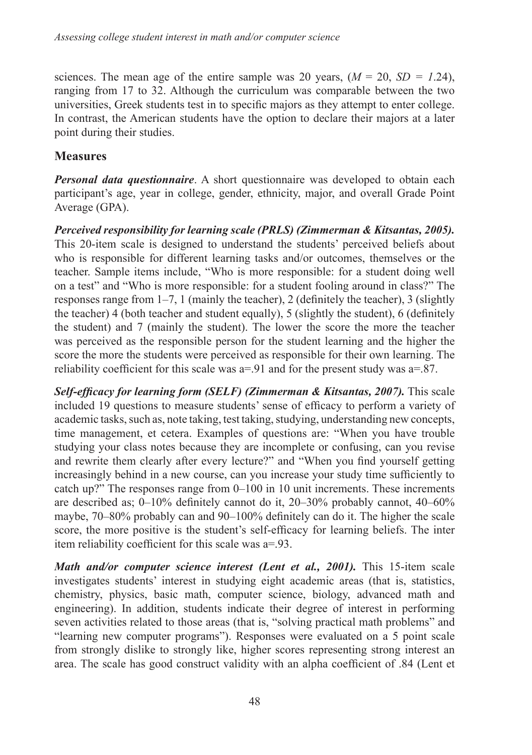sciences. The mean age of the entire sample was 20 years, ($M$ = 20, $SD$ = *1*.24), ranging from 17 to 32. Although the curriculum was comparable between the two universities, Greek students test in to specific majors as they attempt to enter college. In contrast, the American students have the option to declare their majors at a later point during their studies.

## Measures

***Personal data questionnaire***. A short questionnaire was developed to obtain each participant's age, year in college, gender, ethnicity, major, and overall Grade Point Average (GPA).

***Perceived responsibility for learning scale (PRLS) (Zimmerman & Kitsantas, 2005).*** This 20-item scale is designed to understand the students' perceived beliefs about who is responsible for different learning tasks and/or outcomes, themselves or the teacher. Sample items include, "Who is more responsible: for a student doing well on a test" and "Who is more responsible: for a student fooling around in class?" The responses range from 1–7, 1 (mainly the teacher), 2 (definitely the teacher), 3 (slightly the teacher) 4 (both teacher and student equally), 5 (slightly the student), 6 (definitely the student) and 7 (mainly the student). The lower the score the more the teacher was perceived as the responsible person for the student learning and the higher the score the more the students were perceived as responsible for their own learning. The reliability coefficient for this scale was a=.91 and for the present study was a=.87.

***Self-efficacy for learning form (SELF) (Zimmerman & Kitsantas, 2007).*** This scale included 19 questions to measure students' sense of efficacy to perform a variety of academic tasks, such as, note taking, test taking, studying, understanding new concepts, time management, et cetera. Examples of questions are: "When you have trouble studying your class notes because they are incomplete or confusing, can you revise and rewrite them clearly after every lecture?" and "When you find yourself getting increasingly behind in a new course, can you increase your study time sufficiently to catch up?" The responses range from 0–100 in 10 unit increments. These increments are described as; 0–10% definitely cannot do it, 20–30% probably cannot, 40–60% maybe, 70–80% probably can and 90–100% definitely can do it. The higher the scale score, the more positive is the student's self-efficacy for learning beliefs. The inter item reliability coefficient for this scale was a=.93.

***Math and/or computer science interest (Lent et al., 2001).*** This 15-item scale investigates students' interest in studying eight academic areas (that is, statistics, chemistry, physics, basic math, computer science, biology, advanced math and engineering). In addition, students indicate their degree of interest in performing seven activities related to those areas (that is, "solving practical math problems" and "learning new computer programs"). Responses were evaluated on a 5 point scale from strongly dislike to strongly like, higher scores representing strong interest an area. The scale has good construct validity with an alpha coefficient of .84 (Lent et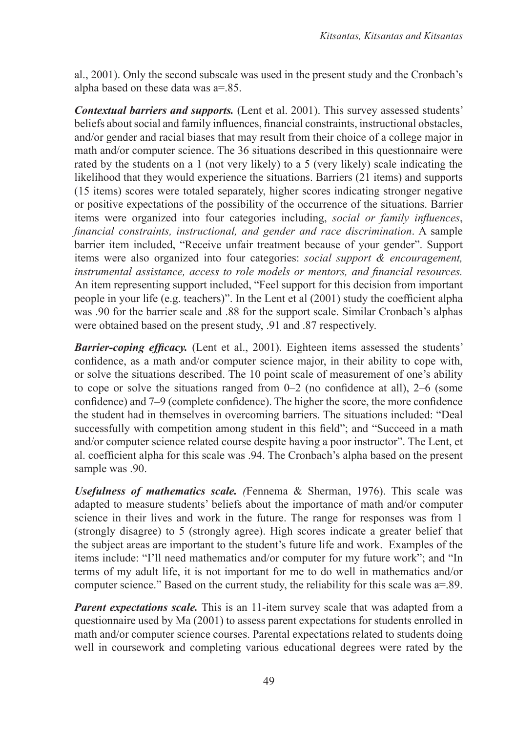al., 2001). Only the second subscale was used in the present study and the Cronbach's alpha based on these data was a=.85.

***Contextual barriers and supports.*** (Lent et al. 2001). This survey assessed students' beliefs about social and family influences, financial constraints, instructional obstacles, and/or gender and racial biases that may result from their choice of a college major in math and/or computer science. The 36 situations described in this questionnaire were rated by the students on a 1 (not very likely) to a 5 (very likely) scale indicating the likelihood that they would experience the situations. Barriers (21 items) and supports (15 items) scores were totaled separately, higher scores indicating stronger negative or positive expectations of the possibility of the occurrence of the situations. Barrier items were organized into four categories including, *social or family influences*, *financial constraints, instructional, and gender and race discrimination*. A sample barrier item included, "Receive unfair treatment because of your gender". Support items were also organized into four categories: *social support & encouragement, instrumental assistance, access to role models or mentors, and financial resources.* An item representing support included, "Feel support for this decision from important people in your life (e.g. teachers)". In the Lent et al (2001) study the coefficient alpha was .90 for the barrier scale and .88 for the support scale. Similar Cronbach's alphas were obtained based on the present study, .91 and .87 respectively.

***Barrier-coping efficacy.*** (Lent et al., 2001). Eighteen items assessed the students' confidence, as a math and/or computer science major, in their ability to cope with, or solve the situations described. The 10 point scale of measurement of one's ability to cope or solve the situations ranged from 0–2 (no confidence at all), 2–6 (some confidence) and 7–9 (complete confidence). The higher the score, the more confidence the student had in themselves in overcoming barriers. The situations included: "Deal successfully with competition among student in this field"; and "Succeed in a math and/or computer science related course despite having a poor instructor". The Lent, et al. coefficient alpha for this scale was .94. The Cronbach's alpha based on the present sample was .90.

***Usefulness of mathematics scale.*** *(*Fennema & Sherman, 1976). This scale was adapted to measure students' beliefs about the importance of math and/or computer science in their lives and work in the future. The range for responses was from 1 (strongly disagree) to 5 (strongly agree). High scores indicate a greater belief that the subject areas are important to the student's future life and work. Examples of the items include: "I'll need mathematics and/or computer for my future work"; and "In terms of my adult life, it is not important for me to do well in mathematics and/or computer science." Based on the current study, the reliability for this scale was a=.89.

***Parent expectations scale.*** This is an 11-item survey scale that was adapted from a questionnaire used by Ma (2001) to assess parent expectations for students enrolled in math and/or computer science courses. Parental expectations related to students doing well in coursework and completing various educational degrees were rated by the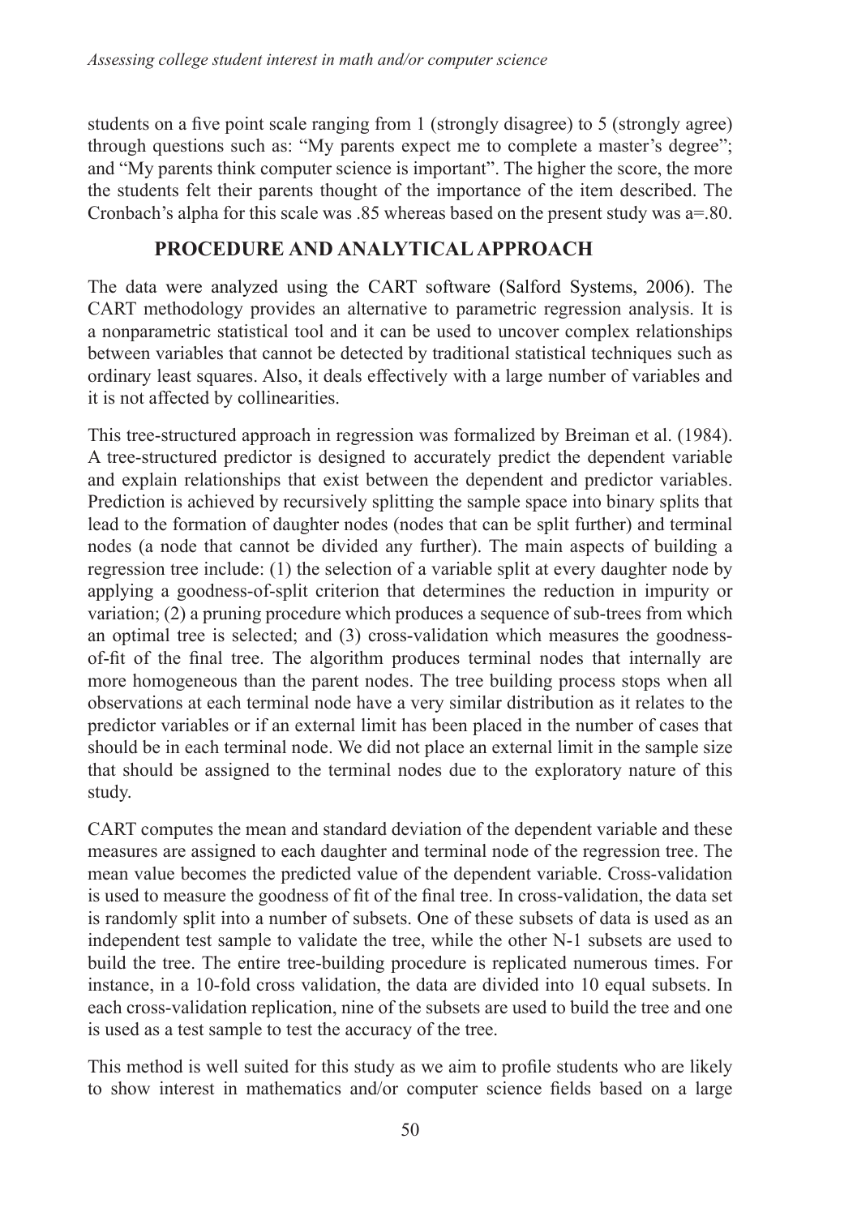students on a five point scale ranging from 1 (strongly disagree) to 5 (strongly agree) through questions such as: "My parents expect me to complete a master's degree"; and "My parents think computer science is important". The higher the score, the more the students felt their parents thought of the importance of the item described. The Cronbach's alpha for this scale was .85 whereas based on the present study was a=.80.

## PROCEDURE AND ANALYTICAL APPROACH

The data were analyzed using the CART software (Salford Systems, 2006). The CART methodology provides an alternative to parametric regression analysis. It is a nonparametric statistical tool and it can be used to uncover complex relationships between variables that cannot be detected by traditional statistical techniques such as ordinary least squares. Also, it deals effectively with a large number of variables and it is not affected by collinearities.

This tree-structured approach in regression was formalized by Breiman et al. (1984). A tree-structured predictor is designed to accurately predict the dependent variable and explain relationships that exist between the dependent and predictor variables. Prediction is achieved by recursively splitting the sample space into binary splits that lead to the formation of daughter nodes (nodes that can be split further) and terminal nodes (a node that cannot be divided any further). The main aspects of building a regression tree include: (1) the selection of a variable split at every daughter node by applying a goodness-of-split criterion that determines the reduction in impurity or variation; (2) a pruning procedure which produces a sequence of sub-trees from which an optimal tree is selected; and (3) cross-validation which measures the goodness-of-fit of the final tree. The algorithm produces terminal nodes that internally are more homogeneous than the parent nodes. The tree building process stops when all observations at each terminal node have a very similar distribution as it relates to the predictor variables or if an external limit has been placed in the number of cases that should be in each terminal node. We did not place an external limit in the sample size that should be assigned to the terminal nodes due to the exploratory nature of this study.

CART computes the mean and standard deviation of the dependent variable and these measures are assigned to each daughter and terminal node of the regression tree. The mean value becomes the predicted value of the dependent variable. Cross-validation is used to measure the goodness of fit of the final tree. In cross-validation, the data set is randomly split into a number of subsets. One of these subsets of data is used as an independent test sample to validate the tree, while the other N-1 subsets are used to build the tree. The entire tree-building procedure is replicated numerous times. For instance, in a 10-fold cross validation, the data are divided into 10 equal subsets. In each cross-validation replication, nine of the subsets are used to build the tree and one is used as a test sample to test the accuracy of the tree.

This method is well suited for this study as we aim to profile students who are likely to show interest in mathematics and/or computer science fields based on a large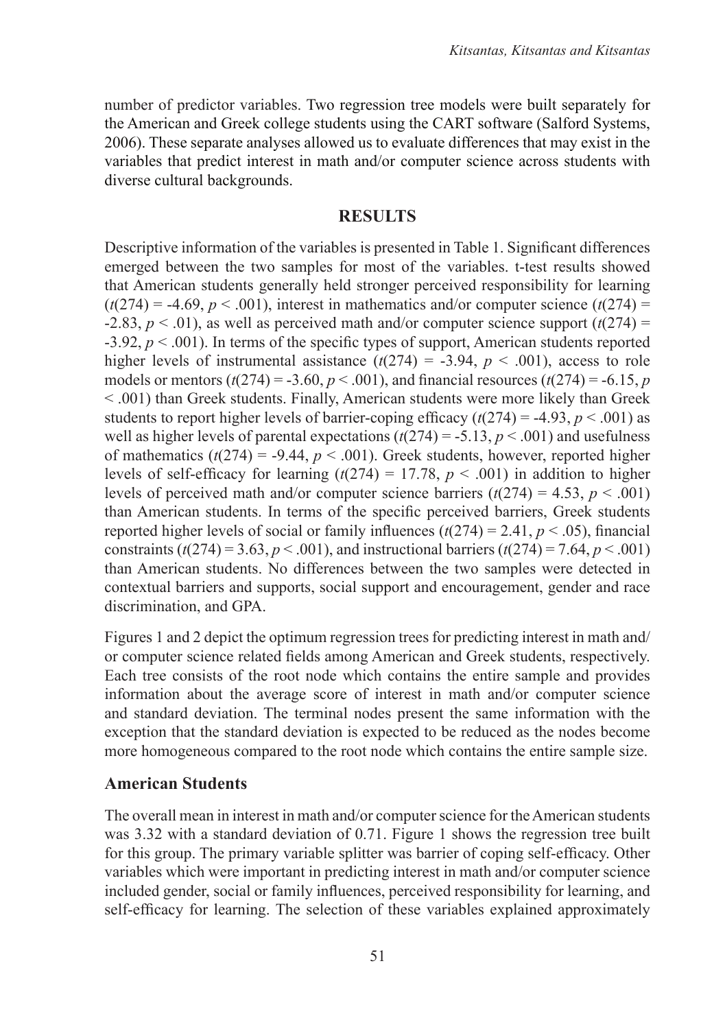number of predictor variables. Two regression tree models were built separately for the American and Greek college students using the CART software (Salford Systems, 2006). These separate analyses allowed us to evaluate differences that may exist in the variables that predict interest in math and/or computer science across students with diverse cultural backgrounds.

## RESULTS

Descriptive information of the variables is presented in Table 1. Significant differences emerged between the two samples for most of the variables. t-test results showed that American students generally held stronger perceived responsibility for learning ($t(274) = -4.69$, $p < .001$), interest in mathematics and/or computer science ($t(274) = -2.83$, $p < .01$), as well as perceived math and/or computer science support ($t(274) = -3.92$, $p < .001$). In terms of the specific types of support, American students reported higher levels of instrumental assistance ($t(274) = -3.94$, $p < .001$), access to role models or mentors ($t(274) = -3.60$, $p < .001$), and financial resources ($t(274) = -6.15$, $p < .001$) than Greek students. Finally, American students were more likely than Greek students to report higher levels of barrier-coping efficacy ($t(274) = -4.93$, $p < .001$) as well as higher levels of parental expectations ($t(274) = -5.13$, $p < .001$) and usefulness of mathematics ($t(274) = -9.44$, $p < .001$). Greek students, however, reported higher levels of self-efficacy for learning ($t(274) = 17.78$, $p < .001$) in addition to higher levels of perceived math and/or computer science barriers ($t(274) = 4.53$, $p < .001$) than American students. In terms of the specific perceived barriers, Greek students reported higher levels of social or family influences ($t(274) = 2.41$, $p < .05$), financial constraints ($t(274) = 3.63$, $p < .001$), and instructional barriers ($t(274) = 7.64$, $p < .001$) than American students. No differences between the two samples were detected in contextual barriers and supports, social support and encouragement, gender and race discrimination, and GPA.

Figures 1 and 2 depict the optimum regression trees for predicting interest in math and/or computer science related fields among American and Greek students, respectively. Each tree consists of the root node which contains the entire sample and provides information about the average score of interest in math and/or computer science and standard deviation. The terminal nodes present the same information with the exception that the standard deviation is expected to be reduced as the nodes become more homogeneous compared to the root node which contains the entire sample size.

### American Students

The overall mean in interest in math and/or computer science for the American students was 3.32 with a standard deviation of 0.71. Figure 1 shows the regression tree built for this group. The primary variable splitter was barrier of coping self-efficacy. Other variables which were important in predicting interest in math and/or computer science included gender, social or family influences, perceived responsibility for learning, and self-efficacy for learning. The selection of these variables explained approximately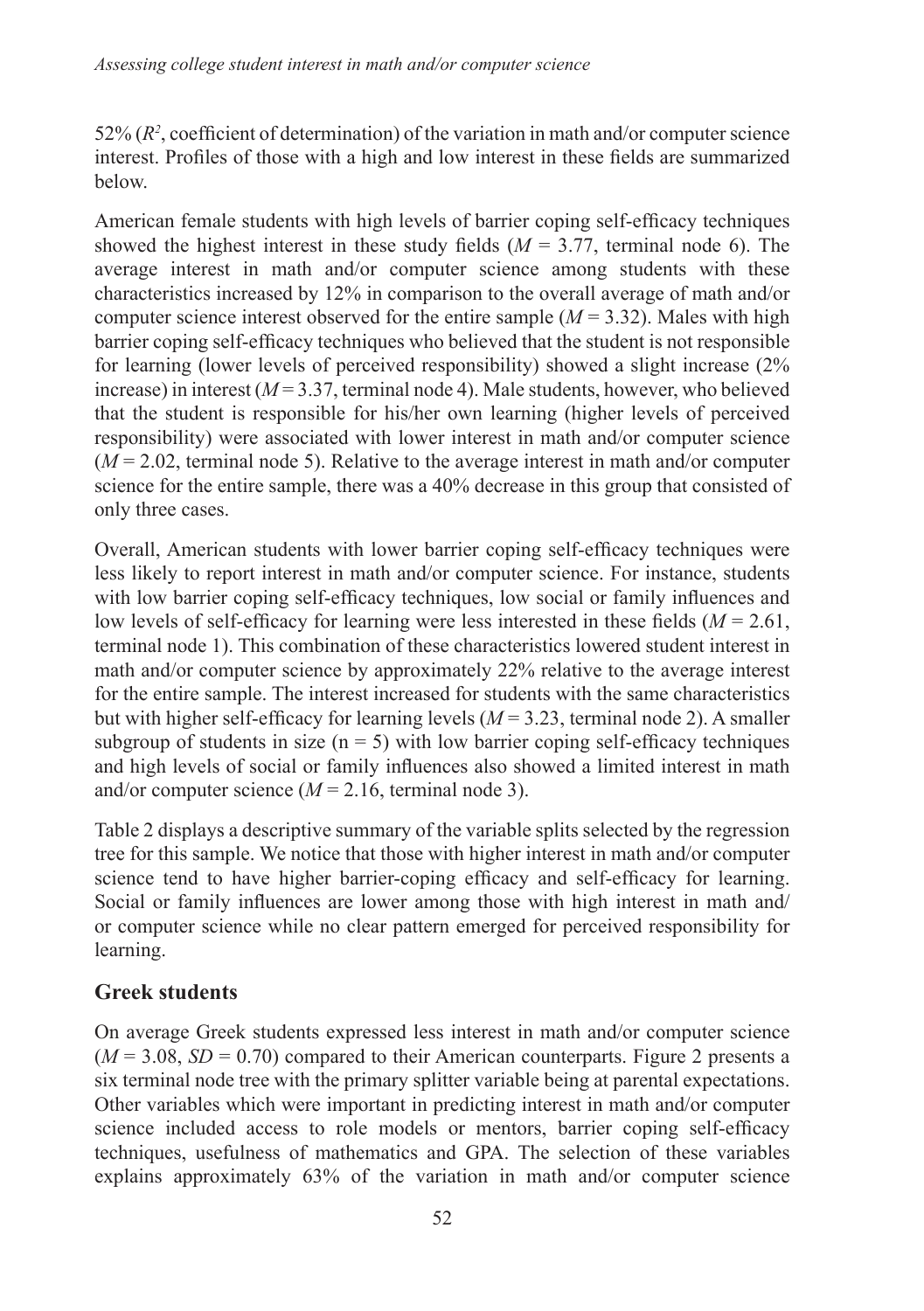52% ($R^2$, coefficient of determination) of the variation in math and/or computer science interest. Profiles of those with a high and low interest in these fields are summarized below.

American female students with high levels of barrier coping self-efficacy techniques showed the highest interest in these study fields ($M = 3.77$, terminal node 6). The average interest in math and/or computer science among students with these characteristics increased by 12% in comparison to the overall average of math and/or computer science interest observed for the entire sample ($M = 3.32$). Males with high barrier coping self-efficacy techniques who believed that the student is not responsible for learning (lower levels of perceived responsibility) showed a slight increase (2% increase) in interest ($M = 3.37$, terminal node 4). Male students, however, who believed that the student is responsible for his/her own learning (higher levels of perceived responsibility) were associated with lower interest in math and/or computer science ($M = 2.02$, terminal node 5). Relative to the average interest in math and/or computer science for the entire sample, there was a 40% decrease in this group that consisted of only three cases.

Overall, American students with lower barrier coping self-efficacy techniques were less likely to report interest in math and/or computer science. For instance, students with low barrier coping self-efficacy techniques, low social or family influences and low levels of self-efficacy for learning were less interested in these fields ($M = 2.61$, terminal node 1). This combination of these characteristics lowered student interest in math and/or computer science by approximately 22% relative to the average interest for the entire sample. The interest increased for students with the same characteristics but with higher self-efficacy for learning levels ($M = 3.23$, terminal node 2). A smaller subgroup of students in size ($n = 5$) with low barrier coping self-efficacy techniques and high levels of social or family influences also showed a limited interest in math and/or computer science ($M = 2.16$, terminal node 3).

Table 2 displays a descriptive summary of the variable splits selected by the regression tree for this sample. We notice that those with higher interest in math and/or computer science tend to have higher barrier-coping efficacy and self-efficacy for learning. Social or family influences are lower among those with high interest in math and/ or computer science while no clear pattern emerged for perceived responsibility for learning.

## Greek students

On average Greek students expressed less interest in math and/or computer science ($M = 3.08$, $SD = 0.70$) compared to their American counterparts. Figure 2 presents a six terminal node tree with the primary splitter variable being at parental expectations. Other variables which were important in predicting interest in math and/or computer science included access to role models or mentors, barrier coping self-efficacy techniques, usefulness of mathematics and GPA. The selection of these variables explains approximately 63% of the variation in math and/or computer science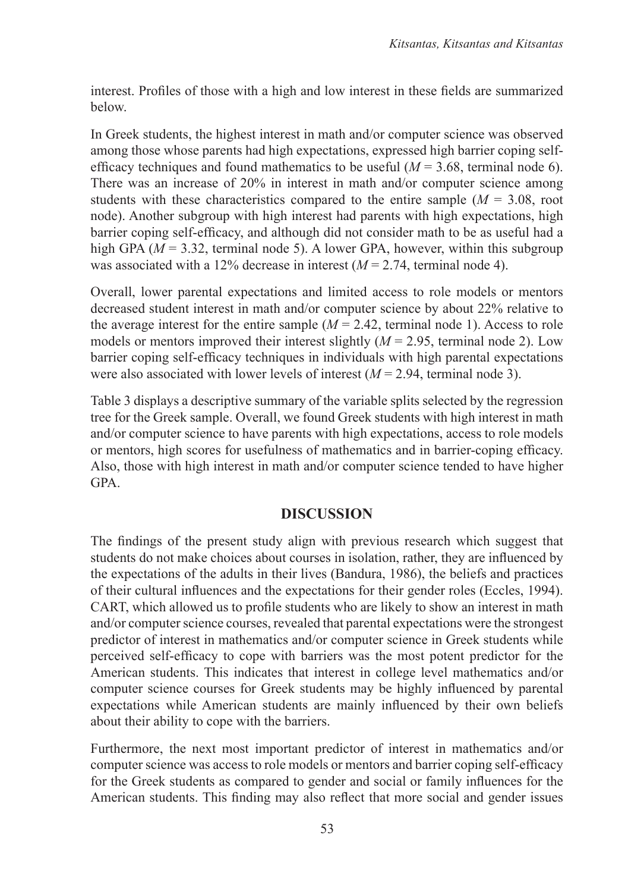interest. Profiles of those with a high and low interest in these fields are summarized below.

In Greek students, the highest interest in math and/or computer science was observed among those whose parents had high expectations, expressed high barrier coping self-efficacy techniques and found mathematics to be useful ($M$ = 3.68, terminal node 6). There was an increase of 20% in interest in math and/or computer science among students with these characteristics compared to the entire sample ($M$ = 3.08, root node). Another subgroup with high interest had parents with high expectations, high barrier coping self-efficacy, and although did not consider math to be as useful had a high GPA ($M$ = 3.32, terminal node 5). A lower GPA, however, within this subgroup was associated with a 12% decrease in interest ($M$ = 2.74, terminal node 4).

Overall, lower parental expectations and limited access to role models or mentors decreased student interest in math and/or computer science by about 22% relative to the average interest for the entire sample ($M$ = 2.42, terminal node 1). Access to role models or mentors improved their interest slightly ($M$ = 2.95, terminal node 2). Low barrier coping self-efficacy techniques in individuals with high parental expectations were also associated with lower levels of interest ($M$ = 2.94, terminal node 3).

Table 3 displays a descriptive summary of the variable splits selected by the regression tree for the Greek sample. Overall, we found Greek students with high interest in math and/or computer science to have parents with high expectations, access to role models or mentors, high scores for usefulness of mathematics and in barrier-coping efficacy. Also, those with high interest in math and/or computer science tended to have higher GPA.

## DISCUSSION

The findings of the present study align with previous research which suggest that students do not make choices about courses in isolation, rather, they are influenced by the expectations of the adults in their lives (Bandura, 1986), the beliefs and practices of their cultural influences and the expectations for their gender roles (Eccles, 1994). CART, which allowed us to profile students who are likely to show an interest in math and/or computer science courses, revealed that parental expectations were the strongest predictor of interest in mathematics and/or computer science in Greek students while perceived self-efficacy to cope with barriers was the most potent predictor for the American students. This indicates that interest in college level mathematics and/or computer science courses for Greek students may be highly influenced by parental expectations while American students are mainly influenced by their own beliefs about their ability to cope with the barriers.

Furthermore, the next most important predictor of interest in mathematics and/or computer science was access to role models or mentors and barrier coping self-efficacy for the Greek students as compared to gender and social or family influences for the American students. This finding may also reflect that more social and gender issues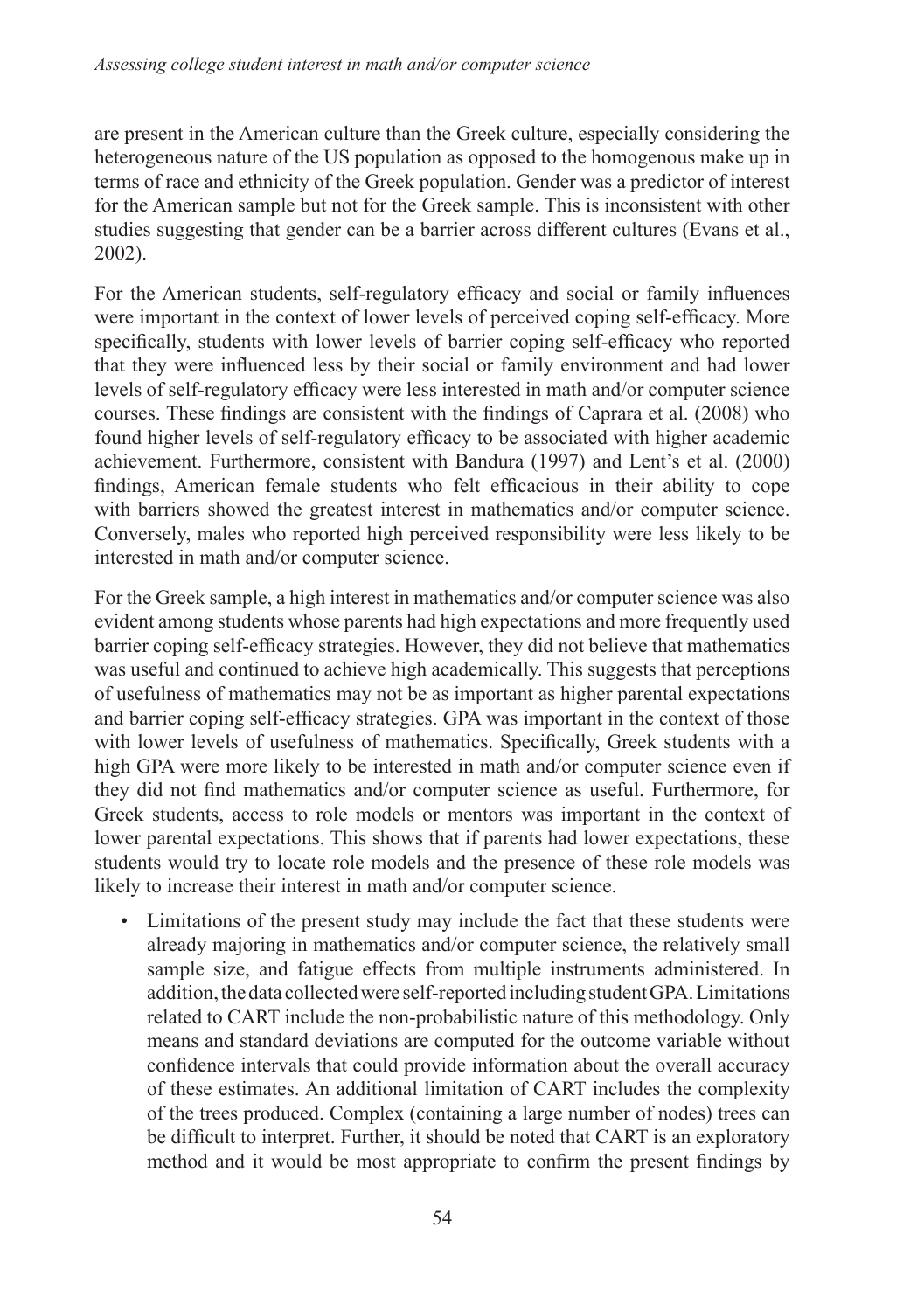are present in the American culture than the Greek culture, especially considering the heterogeneous nature of the US population as opposed to the homogenous make up in terms of race and ethnicity of the Greek population. Gender was a predictor of interest for the American sample but not for the Greek sample. This is inconsistent with other studies suggesting that gender can be a barrier across different cultures (Evans et al., 2002).

For the American students, self-regulatory efficacy and social or family influences were important in the context of lower levels of perceived coping self-efficacy. More specifically, students with lower levels of barrier coping self-efficacy who reported that they were influenced less by their social or family environment and had lower levels of self-regulatory efficacy were less interested in math and/or computer science courses. These findings are consistent with the findings of Caprara et al. (2008) who found higher levels of self-regulatory efficacy to be associated with higher academic achievement. Furthermore, consistent with Bandura (1997) and Lent's et al. (2000) findings, American female students who felt efficacious in their ability to cope with barriers showed the greatest interest in mathematics and/or computer science. Conversely, males who reported high perceived responsibility were less likely to be interested in math and/or computer science.

For the Greek sample, a high interest in mathematics and/or computer science was also evident among students whose parents had high expectations and more frequently used barrier coping self-efficacy strategies. However, they did not believe that mathematics was useful and continued to achieve high academically. This suggests that perceptions of usefulness of mathematics may not be as important as higher parental expectations and barrier coping self-efficacy strategies. GPA was important in the context of those with lower levels of usefulness of mathematics. Specifically, Greek students with a high GPA were more likely to be interested in math and/or computer science even if they did not find mathematics and/or computer science as useful. Furthermore, for Greek students, access to role models or mentors was important in the context of lower parental expectations. This shows that if parents had lower expectations, these students would try to locate role models and the presence of these role models was likely to increase their interest in math and/or computer science.

- Limitations of the present study may include the fact that these students were already majoring in mathematics and/or computer science, the relatively small sample size, and fatigue effects from multiple instruments administered. In addition, the data collected were self-reported including student GPA. Limitations related to CART include the non-probabilistic nature of this methodology. Only means and standard deviations are computed for the outcome variable without confidence intervals that could provide information about the overall accuracy of these estimates. An additional limitation of CART includes the complexity of the trees produced. Complex (containing a large number of nodes) trees can be difficult to interpret. Further, it should be noted that CART is an exploratory method and it would be most appropriate to confirm the present findings by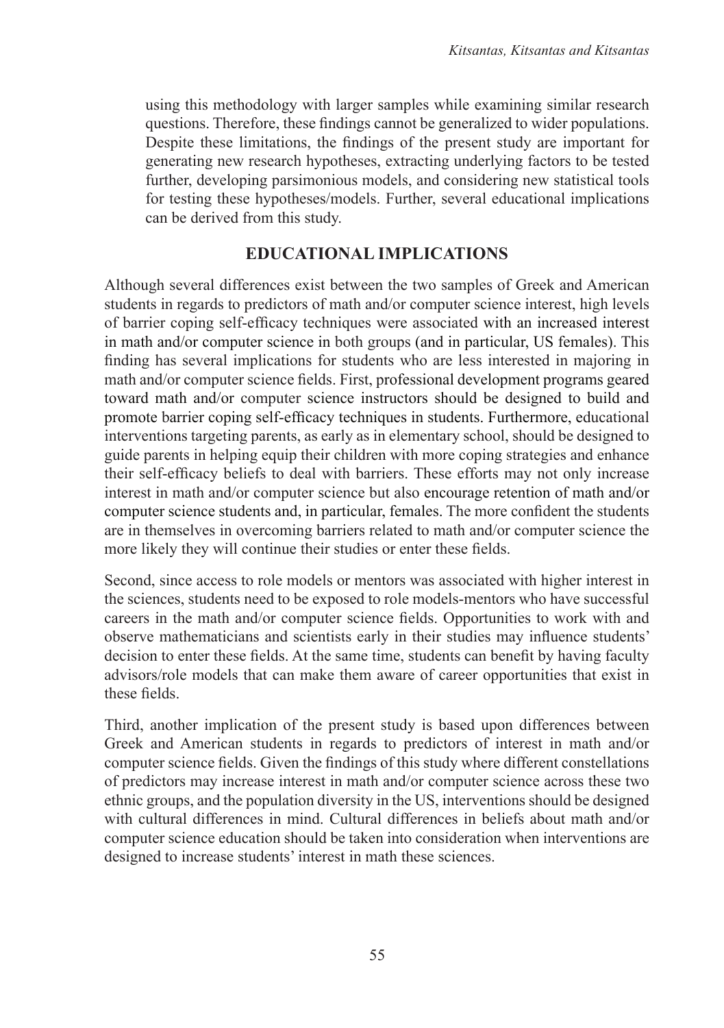using this methodology with larger samples while examining similar research questions. Therefore, these findings cannot be generalized to wider populations. Despite these limitations, the findings of the present study are important for generating new research hypotheses, extracting underlying factors to be tested further, developing parsimonious models, and considering new statistical tools for testing these hypotheses/models. Further, several educational implications can be derived from this study.

## EDUCATIONAL IMPLICATIONS

Although several differences exist between the two samples of Greek and American students in regards to predictors of math and/or computer science interest, high levels of barrier coping self-efficacy techniques were associated with an increased interest in math and/or computer science in both groups (and in particular, US females). This finding has several implications for students who are less interested in majoring in math and/or computer science fields. First, professional development programs geared toward math and/or computer science instructors should be designed to build and promote barrier coping self-efficacy techniques in students. Furthermore, educational interventions targeting parents, as early as in elementary school, should be designed to guide parents in helping equip their children with more coping strategies and enhance their self-efficacy beliefs to deal with barriers. These efforts may not only increase interest in math and/or computer science but also encourage retention of math and/or computer science students and, in particular, females. The more confident the students are in themselves in overcoming barriers related to math and/or computer science the more likely they will continue their studies or enter these fields.

Second, since access to role models or mentors was associated with higher interest in the sciences, students need to be exposed to role models-mentors who have successful careers in the math and/or computer science fields. Opportunities to work with and observe mathematicians and scientists early in their studies may influence students' decision to enter these fields. At the same time, students can benefit by having faculty advisors/role models that can make them aware of career opportunities that exist in these fields.

Third, another implication of the present study is based upon differences between Greek and American students in regards to predictors of interest in math and/or computer science fields. Given the findings of this study where different constellations of predictors may increase interest in math and/or computer science across these two ethnic groups, and the population diversity in the US, interventions should be designed with cultural differences in mind. Cultural differences in beliefs about math and/or computer science education should be taken into consideration when interventions are designed to increase students' interest in math these sciences.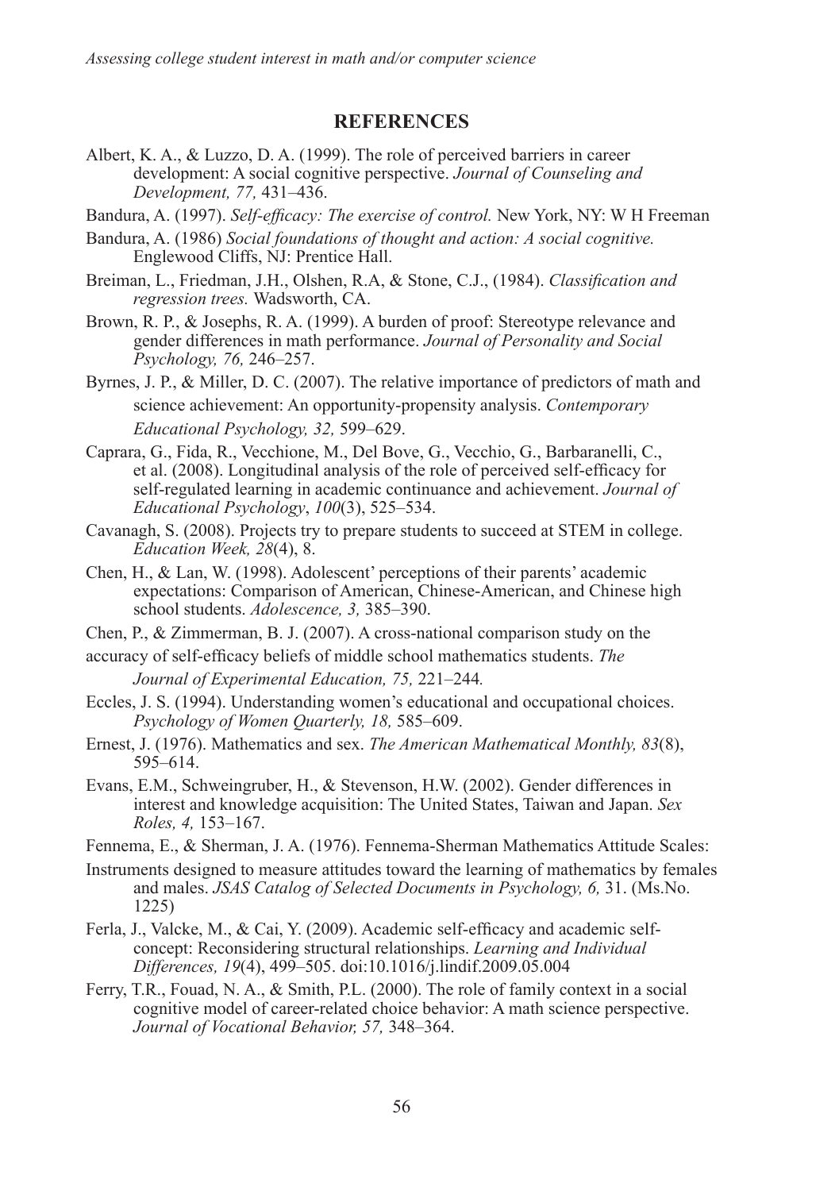## REFERENCES

Albert, K. A., & Luzzo, D. A. (1999). The role of perceived barriers in career development: A social cognitive perspective. *Journal of Counseling and Development, 77,* 431–436.

Bandura, A. (1997). *Self-efficacy: The exercise of control.* New York, NY: W H Freeman

Bandura, A. (1986) *Social foundations of thought and action: A social cognitive.* Englewood Cliffs, NJ: Prentice Hall.

Breiman, L., Friedman, J.H., Olshen, R.A, & Stone, C.J., (1984). *Classification and regression trees.* Wadsworth, CA.

Brown, R. P., & Josephs, R. A. (1999). A burden of proof: Stereotype relevance and gender differences in math performance. *Journal of Personality and Social Psychology, 76,* 246–257.

Byrnes, J. P., & Miller, D. C. (2007). The relative importance of predictors of math and science achievement: An opportunity-propensity analysis. *Contemporary Educational Psychology, 32,* 599–629.

Caprara, G., Fida, R., Vecchione, M., Del Bove, G., Vecchio, G., Barbaranelli, C., et al. (2008). Longitudinal analysis of the role of perceived self-efficacy for self-regulated learning in academic continuance and achievement. *Journal of Educational Psychology*, *100*(3), 525–534.

Cavanagh, S. (2008). Projects try to prepare students to succeed at STEM in college. *Education Week, 28*(4), 8.

Chen, H., & Lan, W. (1998). Adolescent' perceptions of their parents' academic expectations: Comparison of American, Chinese-American, and Chinese high school students. *Adolescence, 3,* 385–390.

Chen, P., & Zimmerman, B. J. (2007). A cross-national comparison study on the accuracy of self-efficacy beliefs of middle school mathematics students. *The Journal of Experimental Education, 75,* 221–244*.*

Eccles, J. S. (1994). Understanding women's educational and occupational choices. *Psychology of Women Quarterly, 18,* 585–609.

Ernest, J. (1976). Mathematics and sex. *The American Mathematical Monthly, 83*(8), 595–614.

Evans, E.M., Schweingruber, H., & Stevenson, H.W. (2002). Gender differences in interest and knowledge acquisition: The United States, Taiwan and Japan. *Sex Roles, 4,* 153–167.

Fennema, E., & Sherman, J. A. (1976). Fennema-Sherman Mathematics Attitude Scales: Instruments designed to measure attitudes toward the learning of mathematics by females and males. *JSAS Catalog of Selected Documents in Psychology, 6,* 31. (Ms.No. 1225)

Ferla, J., Valcke, M., & Cai, Y. (2009). Academic self-efficacy and academic self-concept: Reconsidering structural relationships. *Learning and Individual Differences, 19*(4), 499–505. doi:10.1016/j.lindif.2009.05.004

Ferry, T.R., Fouad, N. A., & Smith, P.L. (2000). The role of family context in a social cognitive model of career-related choice behavior: A math science perspective. *Journal of Vocational Behavior, 57,* 348–364.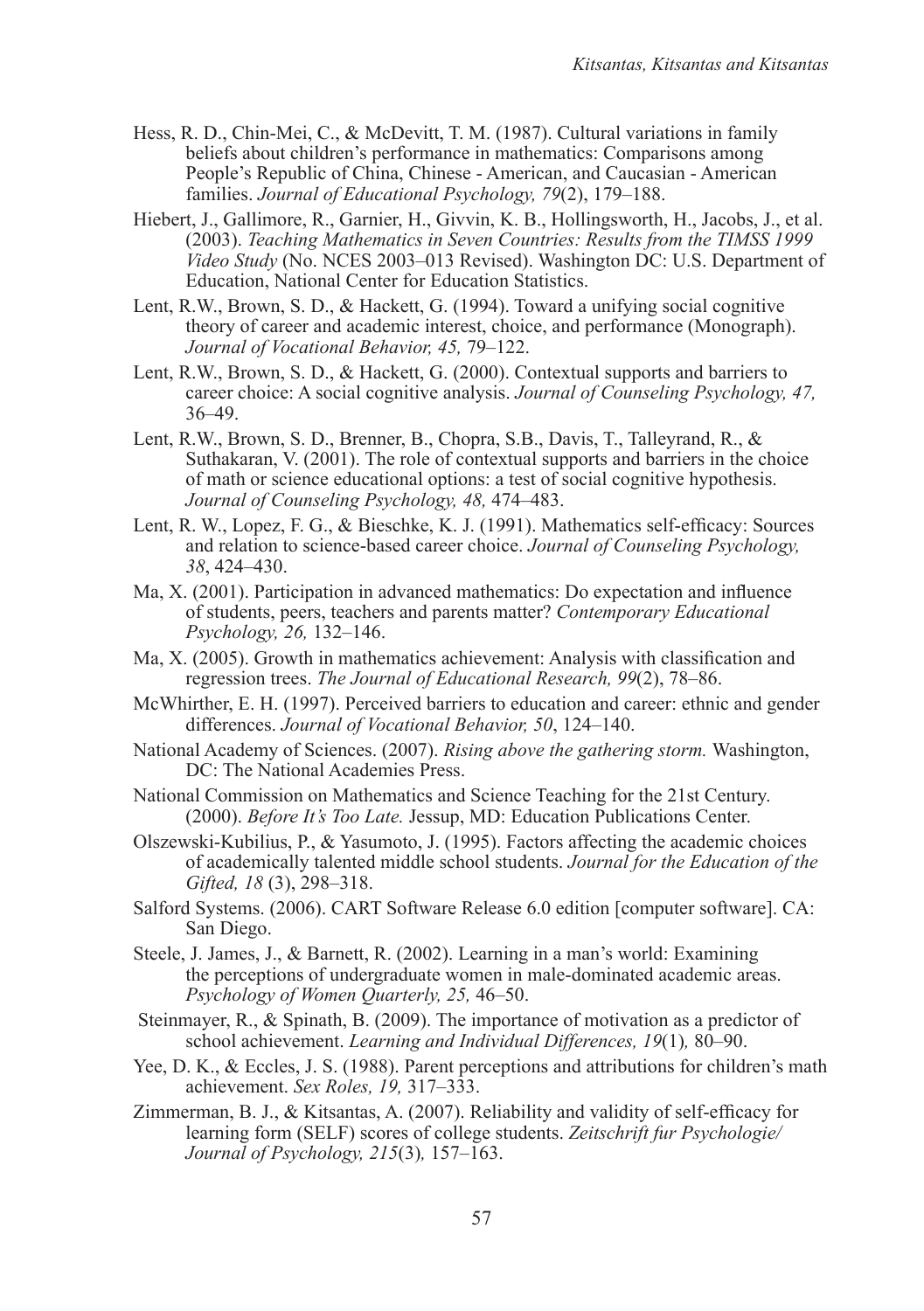Hess, R. D., Chin-Mei, C., & McDevitt, T. M. (1987). Cultural variations in family beliefs about children's performance in mathematics: Comparisons among People's Republic of China, Chinese - American, and Caucasian - American families. *Journal of Educational Psychology, 79*(2), 179–188.

Hiebert, J., Gallimore, R., Garnier, H., Givvin, K. B., Hollingsworth, H., Jacobs, J., et al. (2003). *Teaching Mathematics in Seven Countries: Results from the TIMSS 1999 Video Study* (No. NCES 2003–013 Revised). Washington DC: U.S. Department of Education, National Center for Education Statistics.

Lent, R.W., Brown, S. D., & Hackett, G. (1994). Toward a unifying social cognitive theory of career and academic interest, choice, and performance (Monograph). *Journal of Vocational Behavior, 45,* 79–122.

Lent, R.W., Brown, S. D., & Hackett, G. (2000). Contextual supports and barriers to career choice: A social cognitive analysis. *Journal of Counseling Psychology, 47,* 36–49.

Lent, R.W., Brown, S. D., Brenner, B., Chopra, S.B., Davis, T., Talleyrand, R., & Suthakaran, V. (2001). The role of contextual supports and barriers in the choice of math or science educational options: a test of social cognitive hypothesis. *Journal of Counseling Psychology, 48,* 474–483.

Lent, R. W., Lopez, F. G., & Bieschke, K. J. (1991). Mathematics self-efficacy: Sources and relation to science-based career choice. *Journal of Counseling Psychology, 38*, 424–430.

Ma, X. (2001). Participation in advanced mathematics: Do expectation and influence of students, peers, teachers and parents matter? *Contemporary Educational Psychology, 26,* 132–146.

Ma, X. (2005). Growth in mathematics achievement: Analysis with classification and regression trees. *The Journal of Educational Research, 99*(2), 78–86.

McWhirther, E. H. (1997). Perceived barriers to education and career: ethnic and gender differences. *Journal of Vocational Behavior, 50*, 124–140.

National Academy of Sciences. (2007). *Rising above the gathering storm.* Washington, DC: The National Academies Press.

National Commission on Mathematics and Science Teaching for the 21st Century. (2000). *Before It's Too Late.* Jessup, MD: Education Publications Center.

Olszewski-Kubilius, P., & Yasumoto, J. (1995). Factors affecting the academic choices of academically talented middle school students. *Journal for the Education of the Gifted, 18* (3), 298–318.

Salford Systems. (2006). CART Software Release 6.0 edition [computer software]. CA: San Diego.

Steele, J. James, J., & Barnett, R. (2002). Learning in a man's world: Examining the perceptions of undergraduate women in male-dominated academic areas. *Psychology of Women Quarterly, 25,* 46–50.

Steinmayer, R., & Spinath, B. (2009). The importance of motivation as a predictor of school achievement. *Learning and Individual Differences, 19*(1)*,* 80–90.

Yee, D. K., & Eccles, J. S. (1988). Parent perceptions and attributions for children's math achievement. *Sex Roles, 19,* 317–333.

Zimmerman, B. J., & Kitsantas, A. (2007). Reliability and validity of self-efficacy for learning form (SELF) scores of college students. *Zeitschrift fur Psychologie/ Journal of Psychology, 215*(3)*,* 157–163.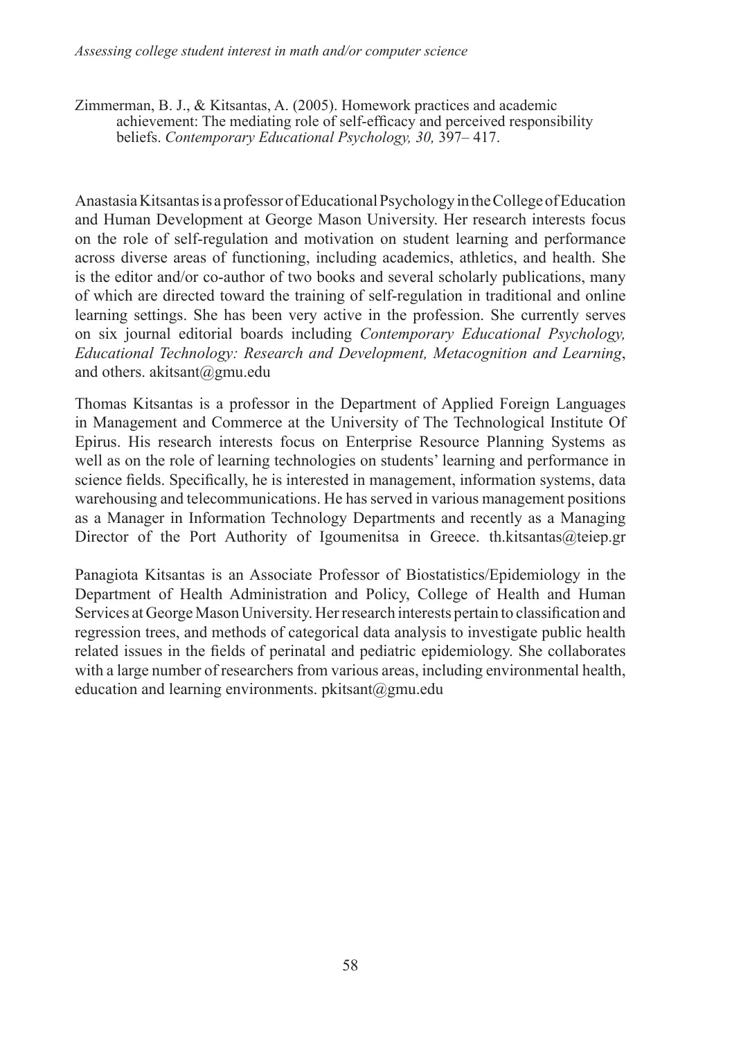Zimmerman, B. J., & Kitsantas, A. (2005). Homework practices and academic achievement: The mediating role of self-efficacy and perceived responsibility beliefs. *Contemporary Educational Psychology, 30,* 397– 417.

Anastasia Kitsantas is a professor of Educational Psychology in the College of Education and Human Development at George Mason University. Her research interests focus on the role of self-regulation and motivation on student learning and performance across diverse areas of functioning, including academics, athletics, and health. She is the editor and/or co-author of two books and several scholarly publications, many of which are directed toward the training of self-regulation in traditional and online learning settings. She has been very active in the profession. She currently serves on six journal editorial boards including *Contemporary Educational Psychology, Educational Technology: Research and Development, Metacognition and Learning*, and others. akitsant@gmu.edu

Thomas Kitsantas is a professor in the Department of Applied Foreign Languages in Management and Commerce at the University of The Technological Institute Of Epirus. His research interests focus on Enterprise Resource Planning Systems as well as on the role of learning technologies on students' learning and performance in science fields. Specifically, he is interested in management, information systems, data warehousing and telecommunications. He has served in various management positions as a Manager in Information Technology Departments and recently as a Managing Director of the Port Authority of Igoumenitsa in Greece. th.kitsantas@teiep.gr

Panagiota Kitsantas is an Associate Professor of Biostatistics/Epidemiology in the Department of Health Administration and Policy, College of Health and Human Services at George Mason University. Her research interests pertain to classification and regression trees, and methods of categorical data analysis to investigate public health related issues in the fields of perinatal and pediatric epidemiology. She collaborates with a large number of researchers from various areas, including environmental health, education and learning environments. pkitsant@gmu.edu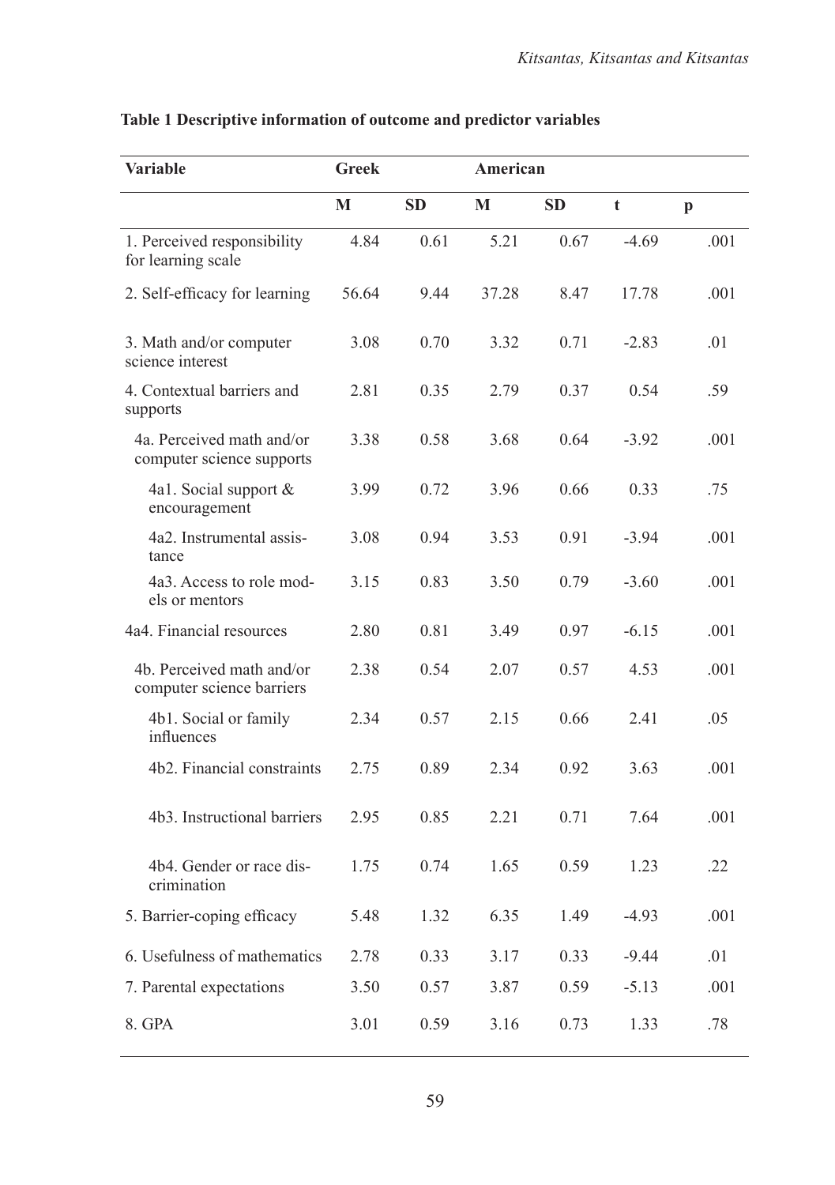**Table 1 Descriptive information of outcome and predictor variables**

| Variable | Greek | | American | | | |
|---|---|---|---|---|---|---|
| | M | SD | M | SD | t | p |
| 1. Perceived responsibility for learning scale | 4.84 | 0.61 | 5.21 | 0.67 | -4.69 | .001 |
| 2. Self-efficacy for learning | 56.64 | 9.44 | 37.28 | 8.47 | 17.78 | .001 |
| 3. Math and/or computer science interest | 3.08 | 0.70 | 3.32 | 0.71 | -2.83 | .01 |
| 4. Contextual barriers and supports | 2.81 | 0.35 | 2.79 | 0.37 | 0.54 | .59 |
| 4a. Perceived math and/or computer science supports | 3.38 | 0.58 | 3.68 | 0.64 | -3.92 | .001 |
| 4a1. Social support & encouragement | 3.99 | 0.72 | 3.96 | 0.66 | 0.33 | .75 |
| 4a2. Instrumental assistance | 3.08 | 0.94 | 3.53 | 0.91 | -3.94 | .001 |
| 4a3. Access to role models or mentors | 3.15 | 0.83 | 3.50 | 0.79 | -3.60 | .001 |
| 4a4. Financial resources | 2.80 | 0.81 | 3.49 | 0.97 | -6.15 | .001 |
| 4b. Perceived math and/or computer science barriers | 2.38 | 0.54 | 2.07 | 0.57 | 4.53 | .001 |
| 4b1. Social or family influences | 2.34 | 0.57 | 2.15 | 0.66 | 2.41 | .05 |
| 4b2. Financial constraints | 2.75 | 0.89 | 2.34 | 0.92 | 3.63 | .001 |
| 4b3. Instructional barriers | 2.95 | 0.85 | 2.21 | 0.71 | 7.64 | .001 |
| 4b4. Gender or race discrimination | 1.75 | 0.74 | 1.65 | 0.59 | 1.23 | .22 |
| 5. Barrier-coping efficacy | 5.48 | 1.32 | 6.35 | 1.49 | -4.93 | .001 |
| 6. Usefulness of mathematics | 2.78 | 0.33 | 3.17 | 0.33 | -9.44 | .01 |
| 7. Parental expectations | 3.50 | 0.57 | 3.87 | 0.59 | -5.13 | .001 |
| 8. GPA | 3.01 | 0.59 | 3.16 | 0.73 | 1.33 | .78 |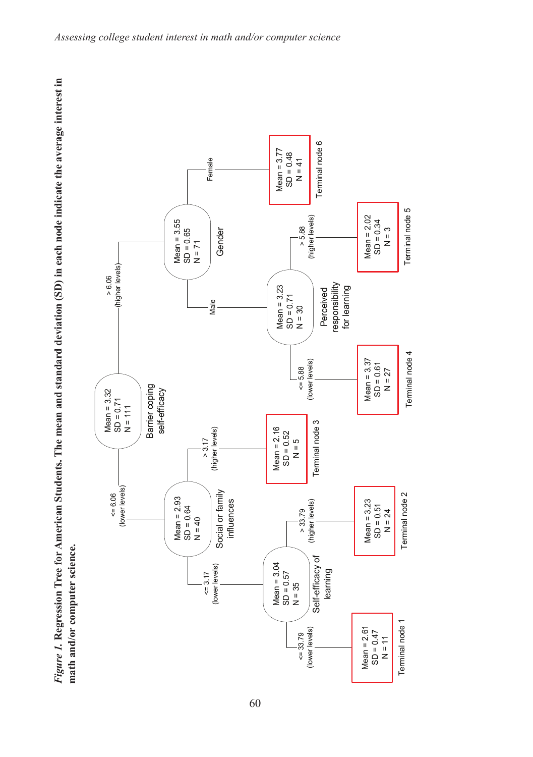*Figure 1.* **Regression Tree for American Students. The mean and standard deviation (SD) in each node indicate the average interest in math and/or computer science.**

- **Barrier coping self-efficacy** (Mean = 3.32, SD = 0.71, N = 111)
  - <= 6.06 (lower levels): **Social or family influences** (Mean = 2.93, SD = 0.64, N = 40)
    - <= 3.17 (lower levels): **Self-efficacy of learning** (Mean = 3.04, SD = 0.57, N = 35)
      - <= 33.79 (lower levels): Terminal node 1 (Mean = 2.61, SD = 0.47, N = 11)
      - > 33.79 (higher levels): Terminal node 2 (Mean = 3.23, SD = 0.51, N = 24)
    - > 3.17 (higher levels): Terminal node 3 (Mean = 2.16, SD = 0.52, N = 5)
  - > 6.06 (higher levels): **Gender** (Mean = 3.55, SD = 0.65, N = 71)
    - Male: **Perceived responsibility for learning** (Mean = 3.23, SD = 0.71, N = 30)
      - <= 5.88 (lower levels): Terminal node 4 (Mean = 3.37, SD = 0.61, N = 27)
      - > 5.88 (higher levels): Terminal node 5 (Mean = 2.02, SD = 0.34, N = 3)
    - Female: Terminal node 6 (Mean = 3.77, SD = 0.48, N = 41)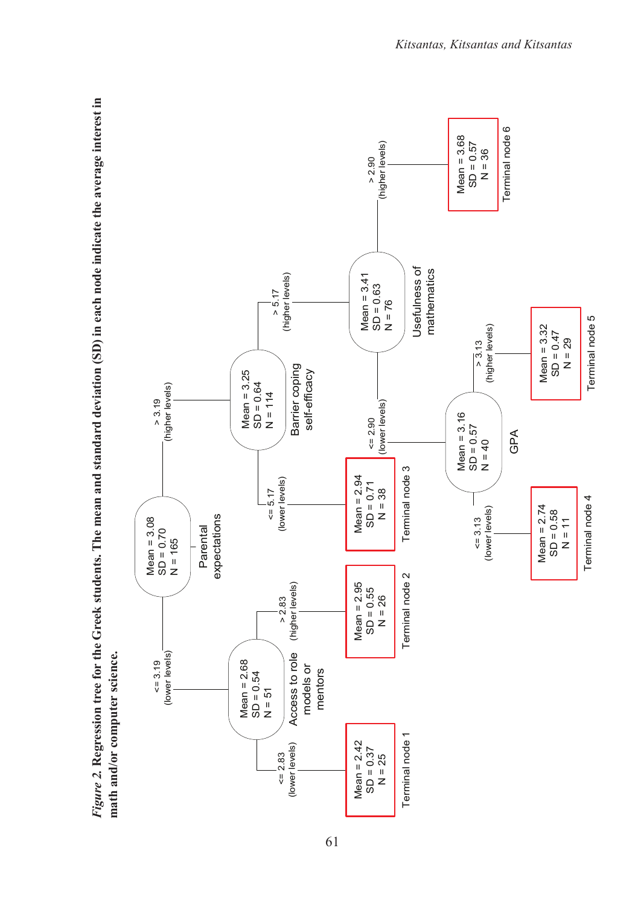*Figure 2.* **Regression tree for the Greek students. The mean and standard deviation (SD) in each node indicate the average interest in math and/or computer science.**

- **Parental expectations** (Mean = 3.08, SD = 0.70, N = 165)
  - <= 3.19 (lower levels): **Access to role models or mentors** (Mean = 2.68, SD = 0.54, N = 51)
    - <= 2.83 (lower levels): Terminal node 1 (Mean = 2.42, SD = 0.37, N = 25)
    - > 2.83 (higher levels): Terminal node 2 (Mean = 2.95, SD = 0.55, N = 26)
  - > 3.19 (higher levels): **Barrier coping self-efficacy** (Mean = 3.25, SD = 0.64, N = 114)
    - <= 5.17 (lower levels): Terminal node 3 (Mean = 2.94, SD = 0.71, N = 38)
    - > 5.17 (higher levels): **Usefulness of mathematics** (Mean = 3.41, SD = 0.63, N = 76)
      - <= 2.90 (lower levels): **GPA** (Mean = 3.16, SD = 0.57, N = 40)
        - <= 3.13 (lower levels): Terminal node 4 (Mean = 2.74, SD = 0.58, N = 11)
        - > 3.13 (higher levels): Terminal node 5 (Mean = 3.32, SD = 0.47, N = 29)
      - > 2.90 (higher levels): Terminal node 6 (Mean = 3.68, SD = 0.57, N = 36)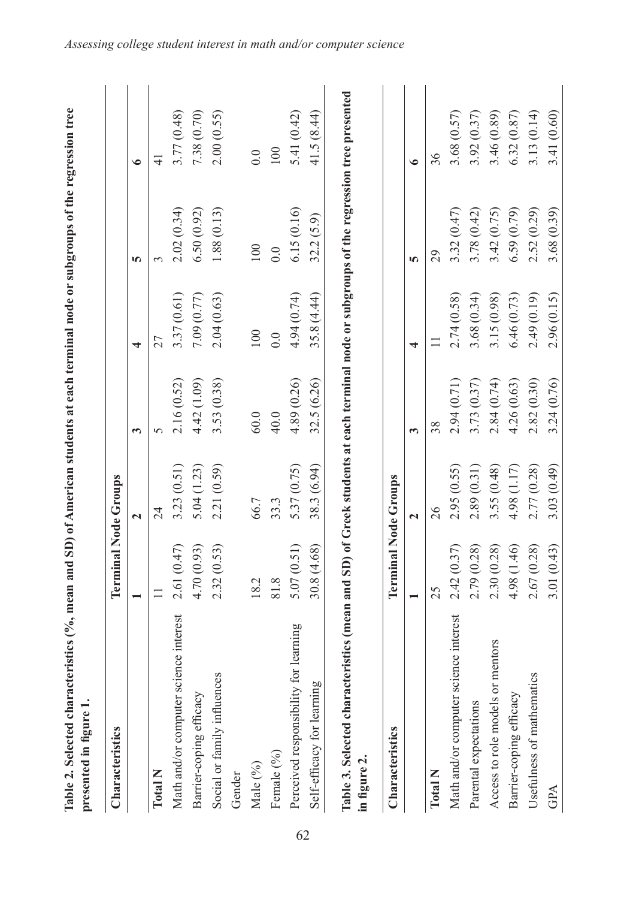**Table 2. Selected characteristics (%, mean and SD) of American students at each terminal node or subgroups of the regression tree presented in figure 1.**

| Characteristics | Terminal Node Groups | | | | | |
|---|---|---|---|---|---|---|
| | 1 | 2 | 3 | 4 | 5 | 6 |
| **Total N** | 11 | 24 | 5 | 27 | 3 | 41 |
| Math and/or computer science interest | 2.61 (0.47) | 3.23 (0.51) | 2.16 (0.52) | 3.37 (0.61) | 2.02 (0.34) | 3.77 (0.48) |
| Barrier-coping efficacy | 4.70 (0.93) | 5.04 (1.23) | 4.42 (1.09) | 7.09 (0.77) | 6.50 (0.92) | 7.38 (0.70) |
| Social or family influences | 2.32 (0.53) | 2.21 (0.59) | 3.53 (0.38) | 2.04 (0.63) | 1.88 (0.13) | 2.00 (0.55) |
| Gender | | | | | | |
| Male (%) | 18.2 | 66.7 | 60.0 | 100 | 100 | 0.0 |
| Female (%) | 81.8 | 33.3 | 40.0 | 0.0 | 0.0 | 100 |
| Perceived responsibility for learning | 5.07 (0.51) | 5.37 (0.75) | 4.89 (0.26) | 4.94 (0.74) | 6.15 (0.16) | 5.41 (0.42) |
| Self-efficacy for learning | 30.8 (4.68) | 38.3 (6.94) | 32.5 (6.26) | 35.8 (4.44) | 32.2 (5.9) | 41.5 (8.44) |

**Table 3. Selected characteristics (mean and SD) of Greek students at each terminal node or subgroups of the regression tree presented in figure 2.**

| Characteristics | Terminal Node Groups | | | | | |
|---|---|---|---|---|---|---|
| | 1 | 2 | 3 | 4 | 5 | 6 |
| **Total N** | 25 | 26 | 38 | 11 | 29 | 36 |
| Math and/or computer science interest | 2.42 (0.37) | 2.95 (0.55) | 2.94 (0.71) | 2.74 (0.58) | 3.32 (0.47) | 3.68 (0.57) |
| Parental expectations | 2.79 (0.28) | 2.89 (0.31) | 3.73 (0.37) | 3.68 (0.34) | 3.78 (0.42) | 3.92 (0.37) |
| Access to role models or mentors | 2.30 (0.28) | 3.55 (0.48) | 2.84 (0.74) | 3.15 (0.98) | 3.42 (0.75) | 3.46 (0.89) |
| Barrier-coping efficacy | 4.98 (1.46) | 4.98 (1.17) | 4.26 (0.63) | 6.46 (0.73) | 6.59 (0.79) | 6.32 (0.87) |
| Usefulness of mathematics | 2.67 (0.28) | 2.77 (0.28) | 2.82 (0.30) | 2.49 (0.19) | 2.52 (0.29) | 3.13 (0.14) |
| GPA | 3.01 (0.43) | 3.03 (0.49) | 3.24 (0.76) | 2.96 (0.15) | 3.68 (0.39) | 3.41 (0.60) |